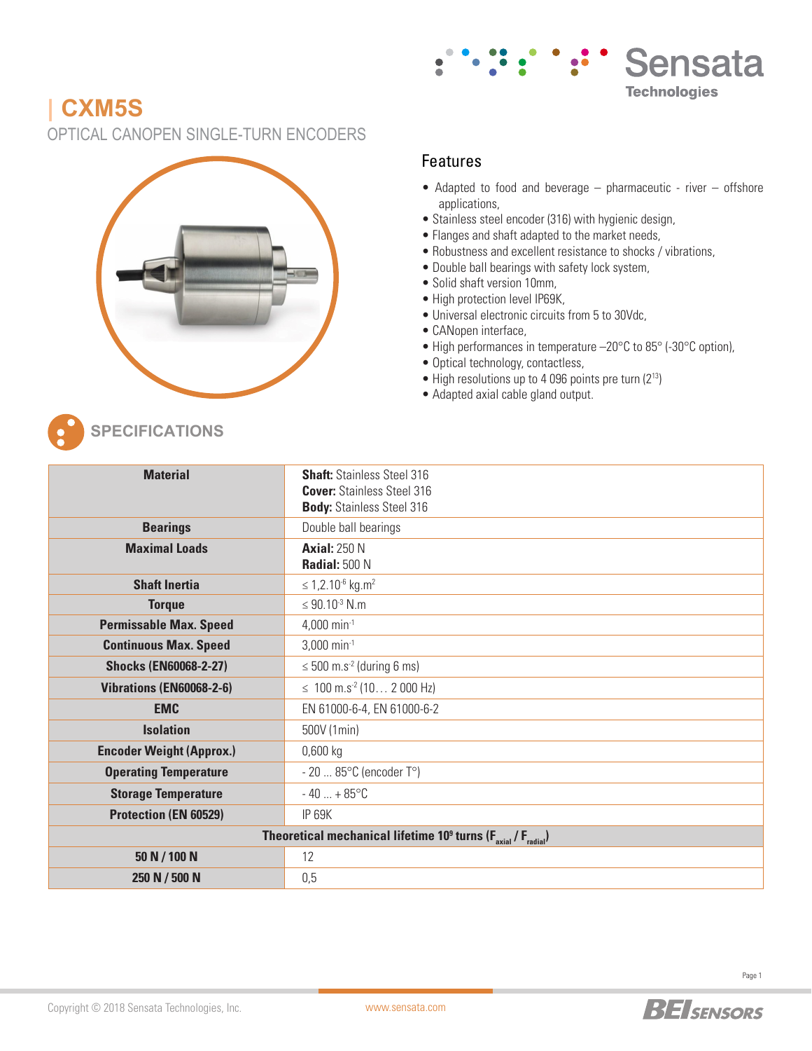# CXM5S

OPTICAL CANOPEN SINGLE-TURN ENCODERS

## Features

- Adapted to food and beverage – pharmaceutic - river – offshore applications,
- Stainless steel encoder (316) with hygienic design,
- Flanges and shaft adapted to the market needs,
- Robustness and excellent resistance to shocks / vibrations,
- Double ball bearings with safety lock system,
- Solid shaft version 10mm,
- High protection level IP69K,
- Universal electronic circuits from 5 to 30Vdc,
- CANopen interface,
- High performances in temperature –20°C to 85° (-30°C option),
- Optical technology, contactless,
- High resolutions up to 4 096 points pre turn ($2^{13}$)
- Adapted axial cable gland output.

## SPECIFICATIONS

| | |
|---|---|
| **Material** | **Shaft:** Stainless Steel 316<br>**Cover:** Stainless Steel 316<br>**Body:** Stainless Steel 316 |
| **Bearings** | Double ball bearings |
| **Maximal Loads** | **Axial:** 250 N<br>**Radial:** 500 N |
| **Shaft Inertia** | ≤ $1{,}2.10^{-6}$ kg.$m^2$ |
| **Torque** | ≤ $90.10^{-3}$ N.m |
| **Permissable Max. Speed** | 4,000 $min^{-1}$ |
| **Continuous Max. Speed** | 3,000 $min^{-1}$ |
| **Shocks (EN60068-2-27)** | ≤ 500 m.$s^{-2}$ (during 6 ms) |
| **Vibrations (EN60068-2-6)** | ≤ 100 m.$s^{-2}$ (10… 2 000 Hz) |
| **EMC** | EN 61000-6-4, EN 61000-6-2 |
| **Isolation** | 500V (1min) |
| **Encoder Weight (Approx.)** | 0,600 kg |
| **Operating Temperature** | - 20 ... 85°C (encoder T°) |
| **Storage Temperature** | - 40 ... + 85°C |
| **Protection (EN 60529)** | IP 69K |
| **Theoretical mechanical lifetime $10^9$ turns ($F_{axial}$ / $F_{radial}$)** | |
| **50 N / 100 N** | 12 |
| **250 N / 500 N** | 0,5 |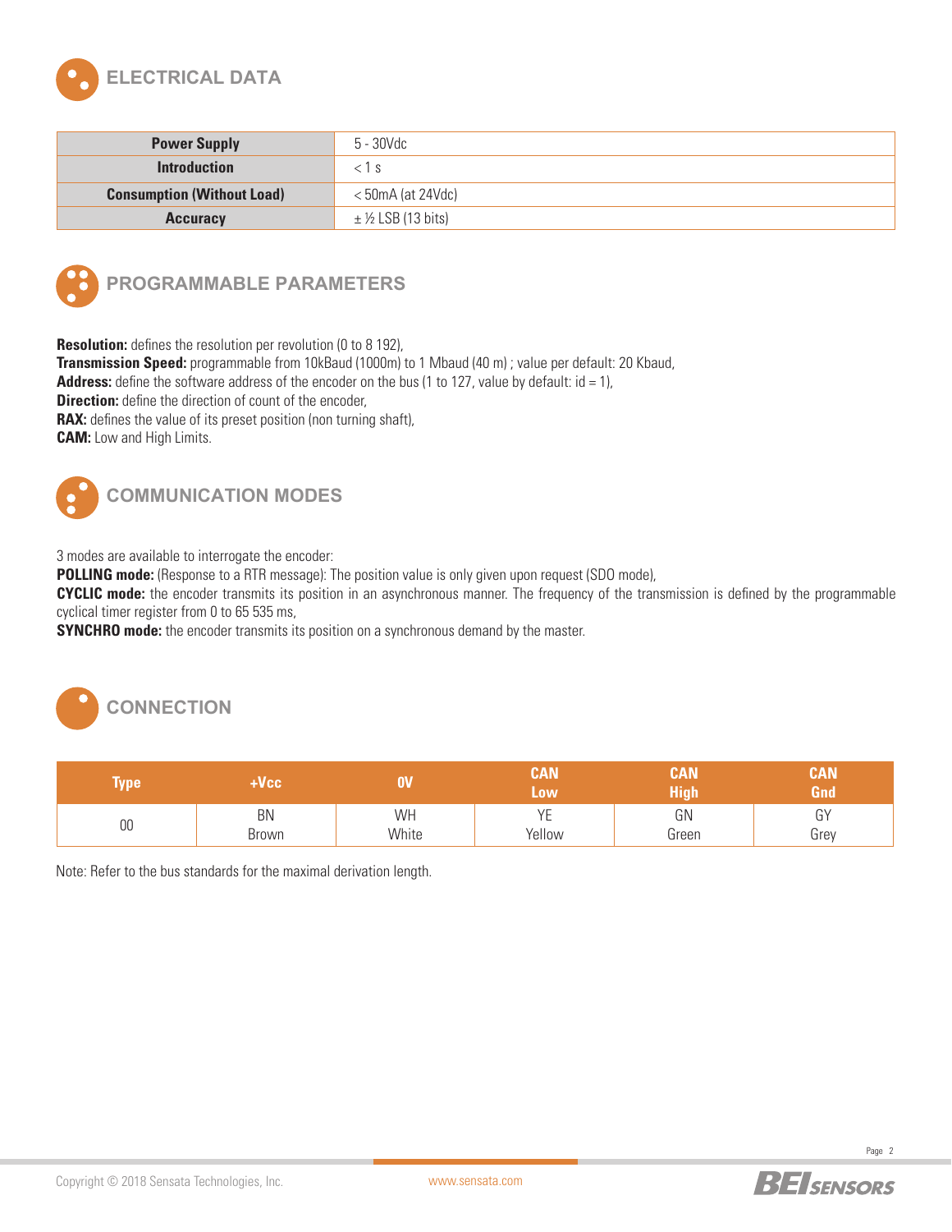## ELECTRICAL DATA

| Power Supply | 5 - 30Vdc |
|---|---|
| Introduction | < 1 s |
| Consumption (Without Load) | < 50mA (at 24Vdc) |
| Accuracy | ± ½ LSB (13 bits) |

## PROGRAMMABLE PARAMETERS

**Resolution:** defines the resolution per revolution (0 to 8 192),
**Transmission Speed:** programmable from 10kBaud (1000m) to 1 Mbaud (40 m) ; value per default: 20 Kbaud,
**Address:** define the software address of the encoder on the bus (1 to 127, value by default: id = 1),
**Direction:** define the direction of count of the encoder,
**RAX:** defines the value of its preset position (non turning shaft),
**CAM:** Low and High Limits.

## COMMUNICATION MODES

3 modes are available to interrogate the encoder:
**POLLING mode:** (Response to a RTR message): The position value is only given upon request (SDO mode),
**CYCLIC mode:** the encoder transmits its position in an asynchronous manner. The frequency of the transmission is defined by the programmable cyclical timer register from 0 to 65 535 ms,
**SYNCHRO mode:** the encoder transmits its position on a synchronous demand by the master.

## CONNECTION

| Type | +Vcc | 0V | CAN Low | CAN High | CAN Gnd |
|---|---|---|---|---|---|
| 00 | BN Brown | WH White | YE Yellow | GN Green | GY Grey |

Note: Refer to the bus standards for the maximal derivation length.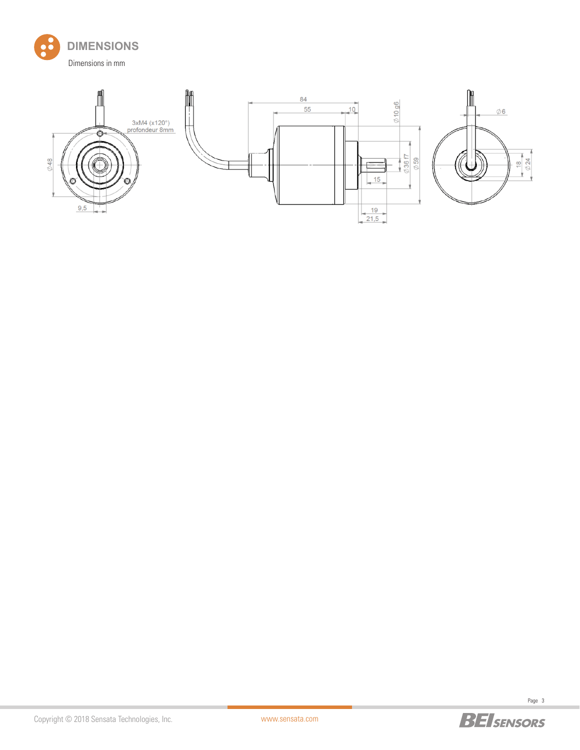## DIMENSIONS

Dimensions in mm

3xM4 (x120°)
profondeur 8mm

Ø48

9,5

84

55

10

Ø10 g6

Ø36 f7

Ø59

15

19

21,5

Ø6

18

Ø24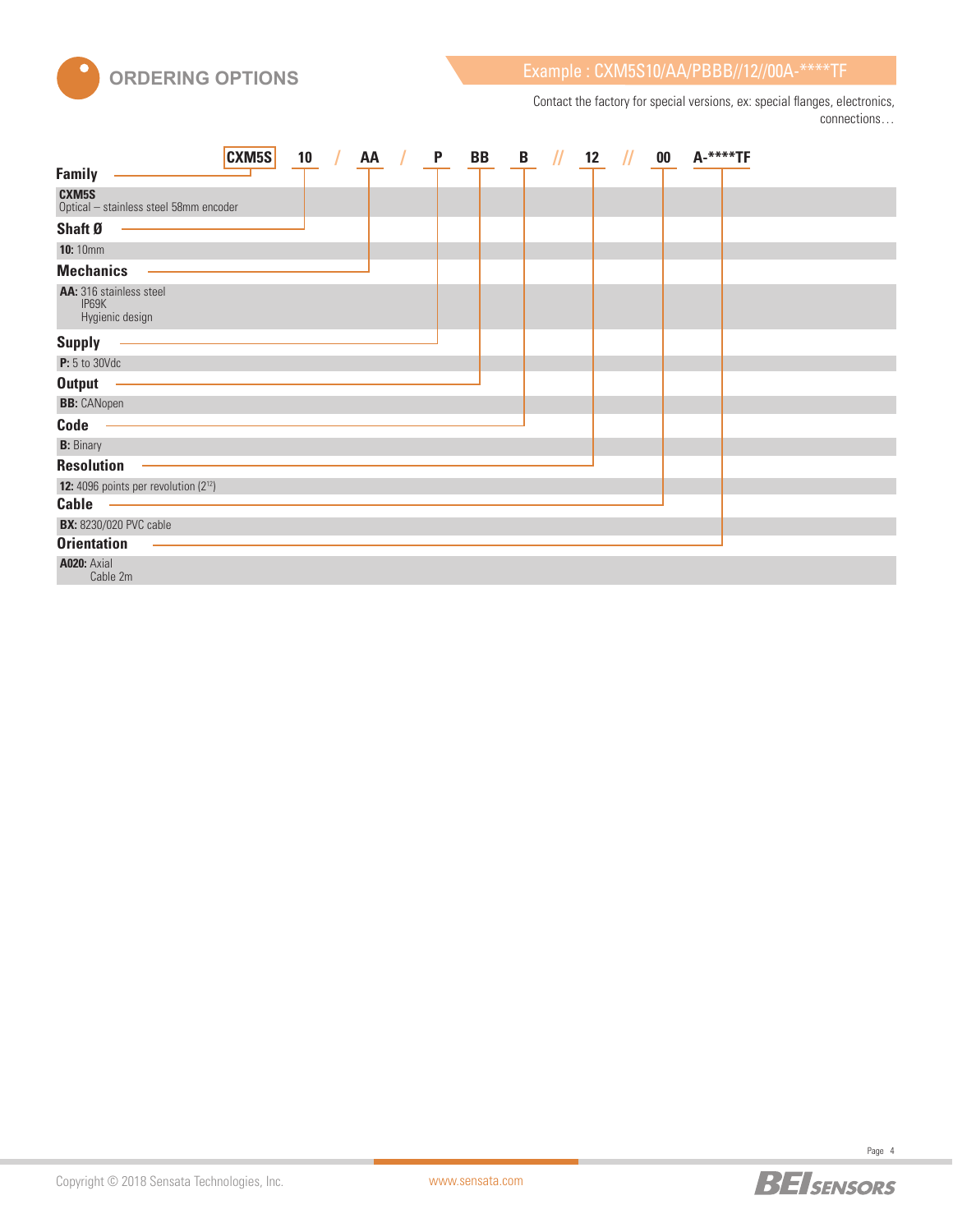## ORDERING OPTIONS

Example : CXM5S10/AA/PBBB//12//00A-****TF

Contact the factory for special versions, ex: special flanges, electronics, connections…

**CXM5S** 10 / AA / P BB B // 12 // 00 A-****TF

**Family**

**CXM5S**
Optical – stainless steel 58mm encoder

**Shaft Ø**

**10:** 10mm

**Mechanics**

**AA:** 316 stainless steel
IP69K
Hygienic design

**Supply**

**P:** 5 to 30Vdc

**Output**

**BB:** CANopen

**Code**

**B:** Binary

**Resolution**

**12:** 4096 points per revolution ($2^{12}$)

**Cable**

**BX:** 8230/020 PVC cable

**Orientation**

**A020:** Axial
Cable 2m

Copyright © 2018 Sensata Technologies, Inc. www.sensata.com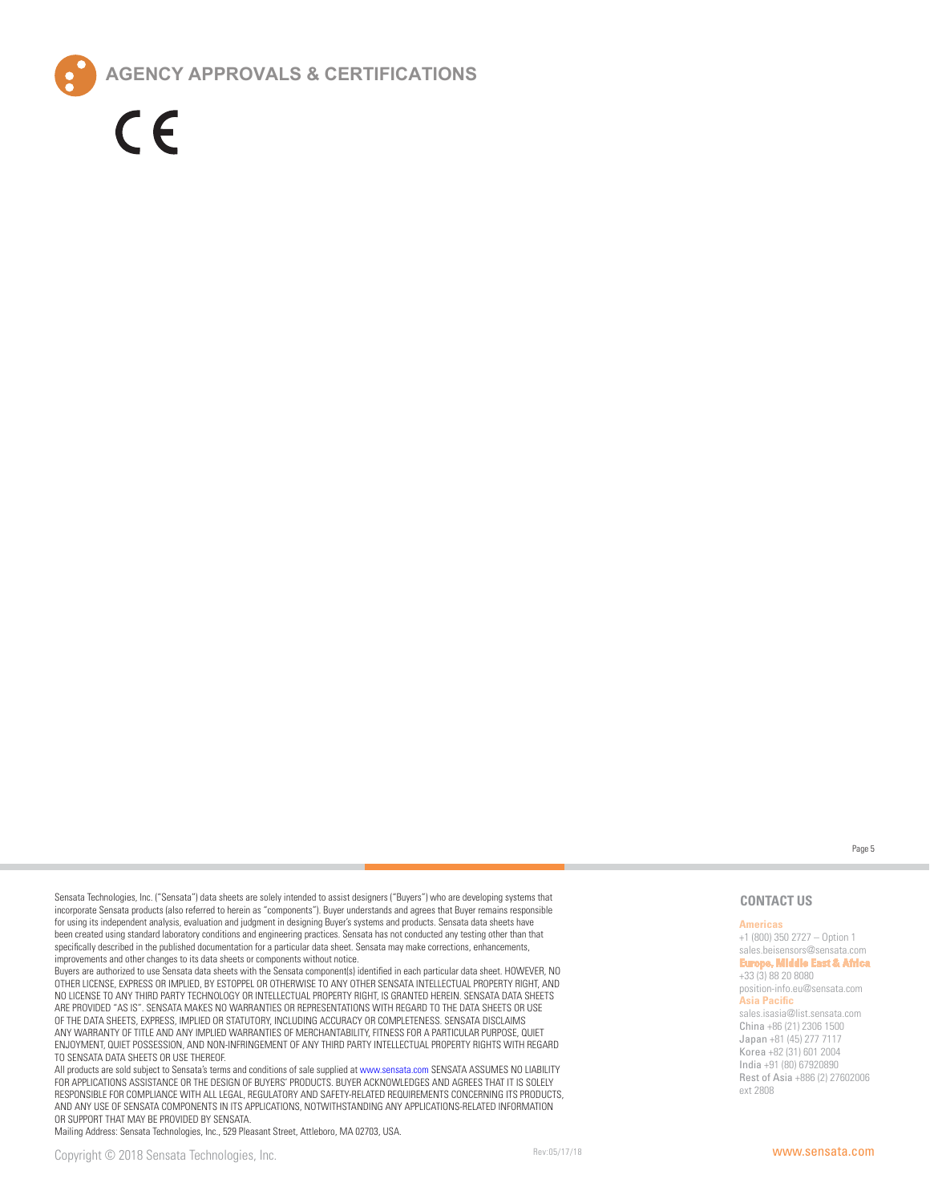## AGENCY APPROVALS & CERTIFICATIONS

CE

Sensata Technologies, Inc. ("Sensata") data sheets are solely intended to assist designers ("Buyers") who are developing systems that incorporate Sensata products (also referred to herein as "components"). Buyer understands and agrees that Buyer remains responsible for using its independent analysis, evaluation and judgment in designing Buyer's systems and products. Sensata data sheets have been created using standard laboratory conditions and engineering practices. Sensata has not conducted any testing other than that specifically described in the published documentation for a particular data sheet. Sensata may make corrections, enhancements, improvements and other changes to its data sheets or components without notice.

Buyers are authorized to use Sensata data sheets with the Sensata component(s) identified in each particular data sheet. HOWEVER, NO OTHER LICENSE, EXPRESS OR IMPLIED, BY ESTOPPEL OR OTHERWISE TO ANY OTHER SENSATA INTELLECTUAL PROPERTY RIGHT, AND NO LICENSE TO ANY THIRD PARTY TECHNOLOGY OR INTELLECTUAL PROPERTY RIGHT, IS GRANTED HEREIN. SENSATA DATA SHEETS ARE PROVIDED "AS IS". SENSATA MAKES NO WARRANTIES OR REPRESENTATIONS WITH REGARD TO THE DATA SHEETS OR USE OF THE DATA SHEETS, EXPRESS, IMPLIED OR STATUTORY, INCLUDING ACCURACY OR COMPLETENESS. SENSATA DISCLAIMS ANY WARRANTY OF TITLE AND ANY IMPLIED WARRANTIES OF MERCHANTABILITY, FITNESS FOR A PARTICULAR PURPOSE, QUIET ENJOYMENT, QUIET POSSESSION, AND NON-INFRINGEMENT OF ANY THIRD PARTY INTELLECTUAL PROPERTY RIGHTS WITH REGARD TO SENSATA DATA SHEETS OR USE THEREOF.

All products are sold subject to Sensata's terms and conditions of sale supplied at www.sensata.com SENSATA ASSUMES NO LIABILITY FOR APPLICATIONS ASSISTANCE OR THE DESIGN OF BUYERS' PRODUCTS. BUYER ACKNOWLEDGES AND AGREES THAT IT IS SOLELY RESPONSIBLE FOR COMPLIANCE WITH ALL LEGAL, REGULATORY AND SAFETY-RELATED REQUIREMENTS CONCERNING ITS PRODUCTS, AND ANY USE OF SENSATA COMPONENTS IN ITS APPLICATIONS, NOTWITHSTANDING ANY APPLICATIONS-RELATED INFORMATION OR SUPPORT THAT MAY BE PROVIDED BY SENSATA.

Mailing Address: Sensata Technologies, Inc., 529 Pleasant Street, Attleboro, MA 02703, USA.

### CONTACT US

**Americas**
+1 (800) 350 2727 – Option 1
sales.beisensors@sensata.com

**Europe, Middle East & Africa**
+33 (3) 88 20 8080
position-info.eu@sensata.com

**Asia Pacific**
sales.isasia@list.sensata.com
China +86 (21) 2306 1500
Japan +81 (45) 277 7117
Korea +82 (31) 601 2004
India +91 (80) 67920890
Rest of Asia +886 (2) 27602006 ext 2808

Copyright © 2018 Sensata Technologies, Inc.

Rev:05/17/18

www.sensata.com